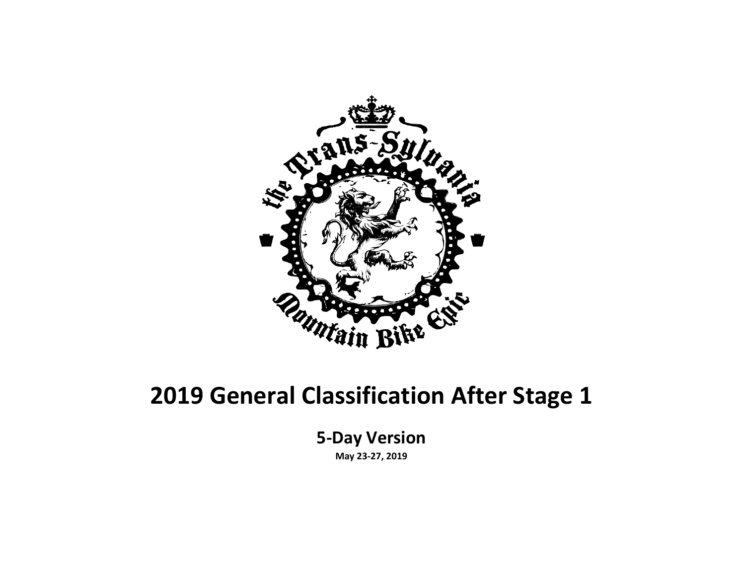# 2019 General Classification After Stage 1

## 5-Day Version

**May 23-27, 2019**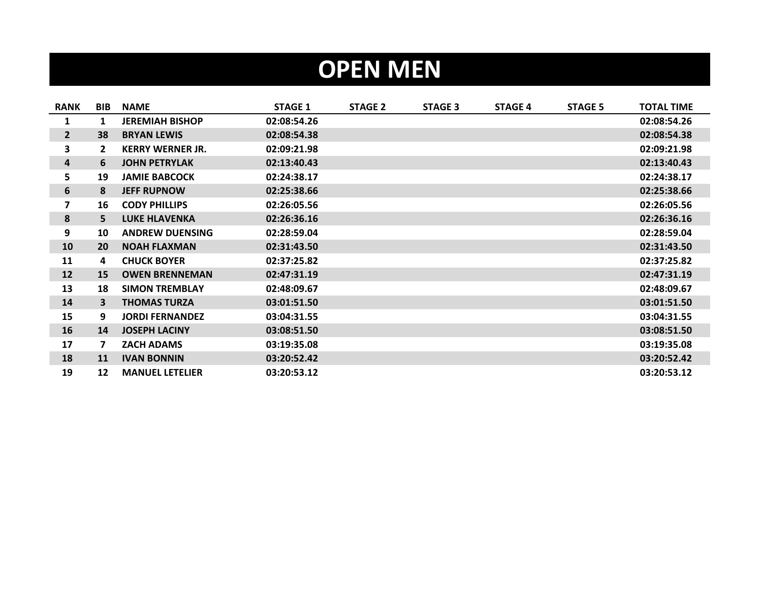# OPEN MEN

| RANK | BIB | NAME | STAGE 1 | STAGE 2 | STAGE 3 | STAGE 4 | STAGE 5 | TOTAL TIME |
|---|---|---|---|---|---|---|---|---|
| 1 | 1 | JEREMIAH BISHOP | 02:08:54.26 | | | | | 02:08:54.26 |
| 2 | 38 | BRYAN LEWIS | 02:08:54.38 | | | | | 02:08:54.38 |
| 3 | 2 | KERRY WERNER JR. | 02:09:21.98 | | | | | 02:09:21.98 |
| 4 | 6 | JOHN PETRYLAK | 02:13:40.43 | | | | | 02:13:40.43 |
| 5 | 19 | JAMIE BABCOCK | 02:24:38.17 | | | | | 02:24:38.17 |
| 6 | 8 | JEFF RUPNOW | 02:25:38.66 | | | | | 02:25:38.66 |
| 7 | 16 | CODY PHILLIPS | 02:26:05.56 | | | | | 02:26:05.56 |
| 8 | 5 | LUKE HLAVENKA | 02:26:36.16 | | | | | 02:26:36.16 |
| 9 | 10 | ANDREW DUENSING | 02:28:59.04 | | | | | 02:28:59.04 |
| 10 | 20 | NOAH FLAXMAN | 02:31:43.50 | | | | | 02:31:43.50 |
| 11 | 4 | CHUCK BOYER | 02:37:25.82 | | | | | 02:37:25.82 |
| 12 | 15 | OWEN BRENNEMAN | 02:47:31.19 | | | | | 02:47:31.19 |
| 13 | 18 | SIMON TREMBLAY | 02:48:09.67 | | | | | 02:48:09.67 |
| 14 | 3 | THOMAS TURZA | 03:01:51.50 | | | | | 03:01:51.50 |
| 15 | 9 | JORDI FERNANDEZ | 03:04:31.55 | | | | | 03:04:31.55 |
| 16 | 14 | JOSEPH LACINY | 03:08:51.50 | | | | | 03:08:51.50 |
| 17 | 7 | ZACH ADAMS | 03:19:35.08 | | | | | 03:19:35.08 |
| 18 | 11 | IVAN BONNIN | 03:20:52.42 | | | | | 03:20:52.42 |
| 19 | 12 | MANUEL LETELIER | 03:20:53.12 | | | | | 03:20:53.12 |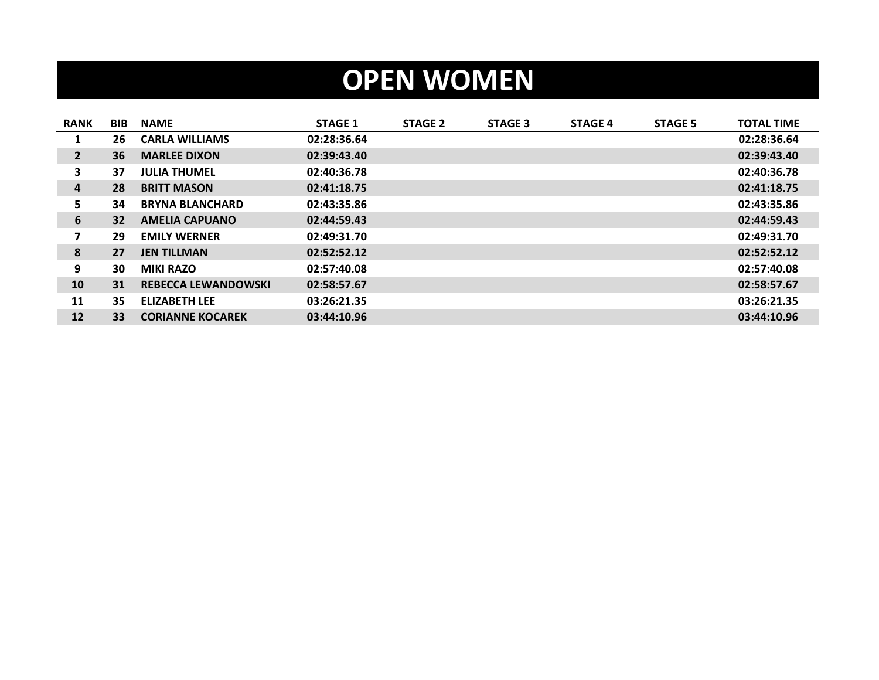# OPEN WOMEN

| RANK | BIB | NAME | STAGE 1 | STAGE 2 | STAGE 3 | STAGE 4 | STAGE 5 | TOTAL TIME |
|---|---|---|---|---|---|---|---|---|
| 1 | 26 | CARLA WILLIAMS | 02:28:36.64 | | | | | 02:28:36.64 |
| 2 | 36 | MARLEE DIXON | 02:39:43.40 | | | | | 02:39:43.40 |
| 3 | 37 | JULIA THUMEL | 02:40:36.78 | | | | | 02:40:36.78 |
| 4 | 28 | BRITT MASON | 02:41:18.75 | | | | | 02:41:18.75 |
| 5 | 34 | BRYNA BLANCHARD | 02:43:35.86 | | | | | 02:43:35.86 |
| 6 | 32 | AMELIA CAPUANO | 02:44:59.43 | | | | | 02:44:59.43 |
| 7 | 29 | EMILY WERNER | 02:49:31.70 | | | | | 02:49:31.70 |
| 8 | 27 | JEN TILLMAN | 02:52:52.12 | | | | | 02:52:52.12 |
| 9 | 30 | MIKI RAZO | 02:57:40.08 | | | | | 02:57:40.08 |
| 10 | 31 | REBECCA LEWANDOWSKI | 02:58:57.67 | | | | | 02:58:57.67 |
| 11 | 35 | ELIZABETH LEE | 03:26:21.35 | | | | | 03:26:21.35 |
| 12 | 33 | CORIANNE KOCAREK | 03:44:10.96 | | | | | 03:44:10.96 |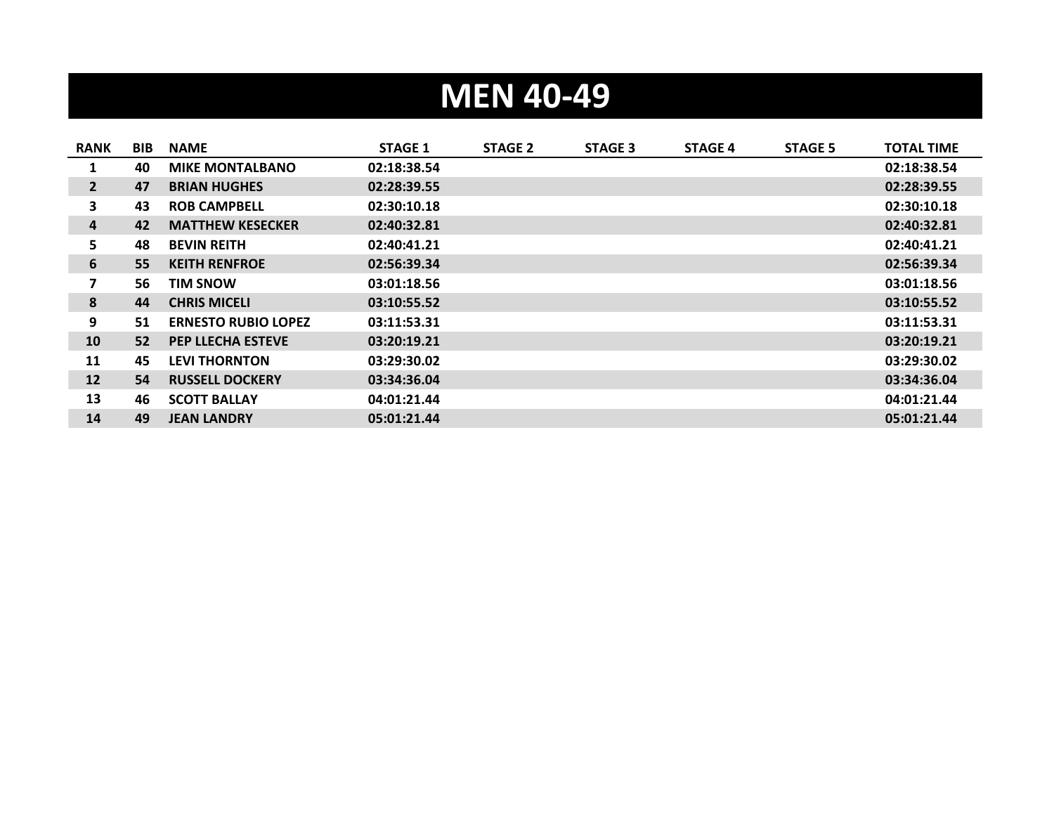# MEN 40-49

| RANK | BIB | NAME | STAGE 1 | STAGE 2 | STAGE 3 | STAGE 4 | STAGE 5 | TOTAL TIME |
|---|---|---|---|---|---|---|---|---|
| 1 | 40 | MIKE MONTALBANO | 02:18:38.54 | | | | | 02:18:38.54 |
| 2 | 47 | BRIAN HUGHES | 02:28:39.55 | | | | | 02:28:39.55 |
| 3 | 43 | ROB CAMPBELL | 02:30:10.18 | | | | | 02:30:10.18 |
| 4 | 42 | MATTHEW KESECKER | 02:40:32.81 | | | | | 02:40:32.81 |
| 5 | 48 | BEVIN REITH | 02:40:41.21 | | | | | 02:40:41.21 |
| 6 | 55 | KEITH RENFROE | 02:56:39.34 | | | | | 02:56:39.34 |
| 7 | 56 | TIM SNOW | 03:01:18.56 | | | | | 03:01:18.56 |
| 8 | 44 | CHRIS MICELI | 03:10:55.52 | | | | | 03:10:55.52 |
| 9 | 51 | ERNESTO RUBIO LOPEZ | 03:11:53.31 | | | | | 03:11:53.31 |
| 10 | 52 | PEP LLECHA ESTEVE | 03:20:19.21 | | | | | 03:20:19.21 |
| 11 | 45 | LEVI THORNTON | 03:29:30.02 | | | | | 03:29:30.02 |
| 12 | 54 | RUSSELL DOCKERY | 03:34:36.04 | | | | | 03:34:36.04 |
| 13 | 46 | SCOTT BALLAY | 04:01:21.44 | | | | | 04:01:21.44 |
| 14 | 49 | JEAN LANDRY | 05:01:21.44 | | | | | 05:01:21.44 |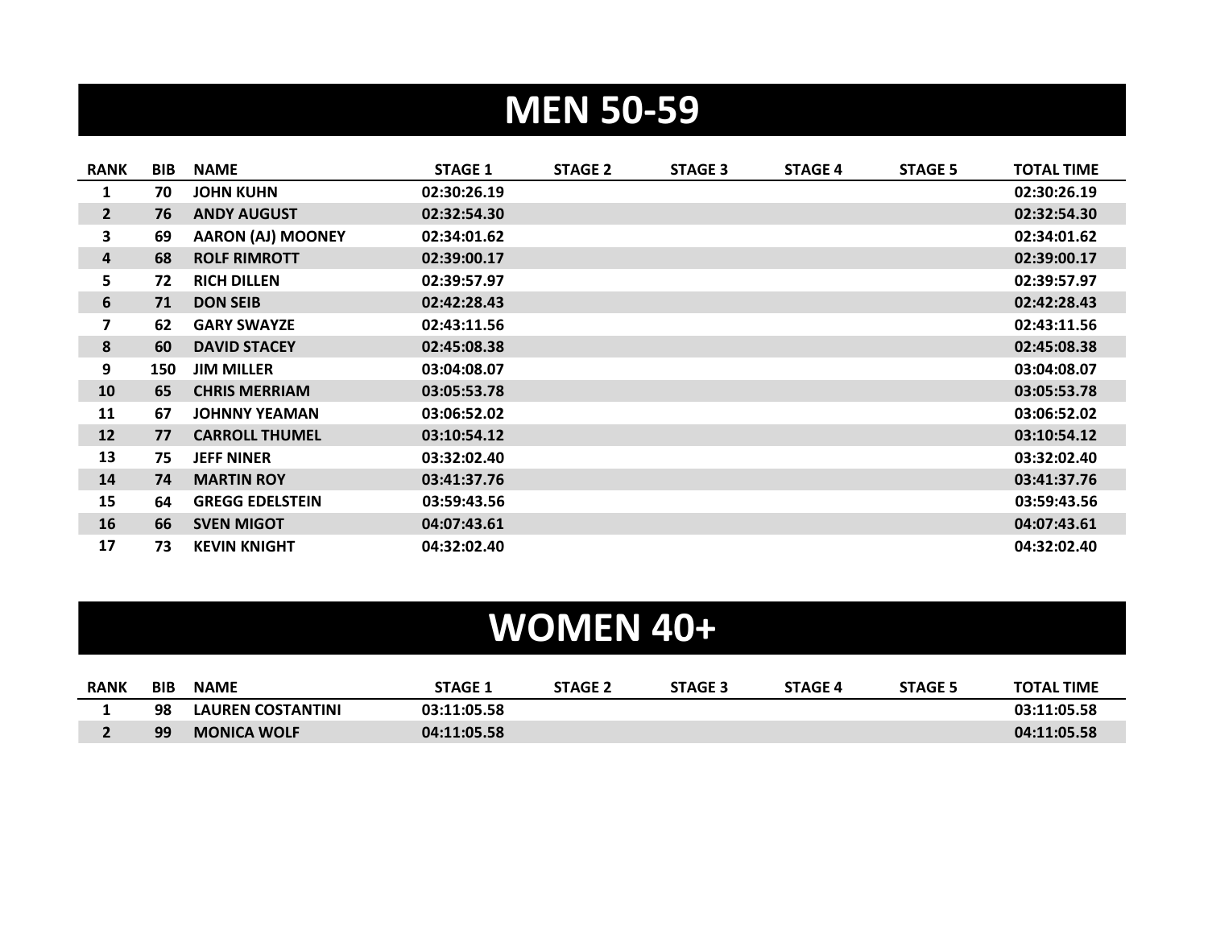# MEN 50-59

| RANK | BIB | NAME | STAGE 1 | STAGE 2 | STAGE 3 | STAGE 4 | STAGE 5 | TOTAL TIME |
|---|---|---|---|---|---|---|---|---|
| 1 | 70 | JOHN KUHN | 02:30:26.19 | | | | | 02:30:26.19 |
| 2 | 76 | ANDY AUGUST | 02:32:54.30 | | | | | 02:32:54.30 |
| 3 | 69 | AARON (AJ) MOONEY | 02:34:01.62 | | | | | 02:34:01.62 |
| 4 | 68 | ROLF RIMROTT | 02:39:00.17 | | | | | 02:39:00.17 |
| 5 | 72 | RICH DILLEN | 02:39:57.97 | | | | | 02:39:57.97 |
| 6 | 71 | DON SEIB | 02:42:28.43 | | | | | 02:42:28.43 |
| 7 | 62 | GARY SWAYZE | 02:43:11.56 | | | | | 02:43:11.56 |
| 8 | 60 | DAVID STACEY | 02:45:08.38 | | | | | 02:45:08.38 |
| 9 | 150 | JIM MILLER | 03:04:08.07 | | | | | 03:04:08.07 |
| 10 | 65 | CHRIS MERRIAM | 03:05:53.78 | | | | | 03:05:53.78 |
| 11 | 67 | JOHNNY YEAMAN | 03:06:52.02 | | | | | 03:06:52.02 |
| 12 | 77 | CARROLL THUMEL | 03:10:54.12 | | | | | 03:10:54.12 |
| 13 | 75 | JEFF NINER | 03:32:02.40 | | | | | 03:32:02.40 |
| 14 | 74 | MARTIN ROY | 03:41:37.76 | | | | | 03:41:37.76 |
| 15 | 64 | GREGG EDELSTEIN | 03:59:43.56 | | | | | 03:59:43.56 |
| 16 | 66 | SVEN MIGOT | 04:07:43.61 | | | | | 04:07:43.61 |
| 17 | 73 | KEVIN KNIGHT | 04:32:02.40 | | | | | 04:32:02.40 |

# WOMEN 40+

| RANK | BIB | NAME | STAGE 1 | STAGE 2 | STAGE 3 | STAGE 4 | STAGE 5 | TOTAL TIME |
|---|---|---|---|---|---|---|---|---|
| 1 | 98 | LAUREN COSTANTINI | 03:11:05.58 | | | | | 03:11:05.58 |
| 2 | 99 | MONICA WOLF | 04:11:05.58 | | | | | 04:11:05.58 |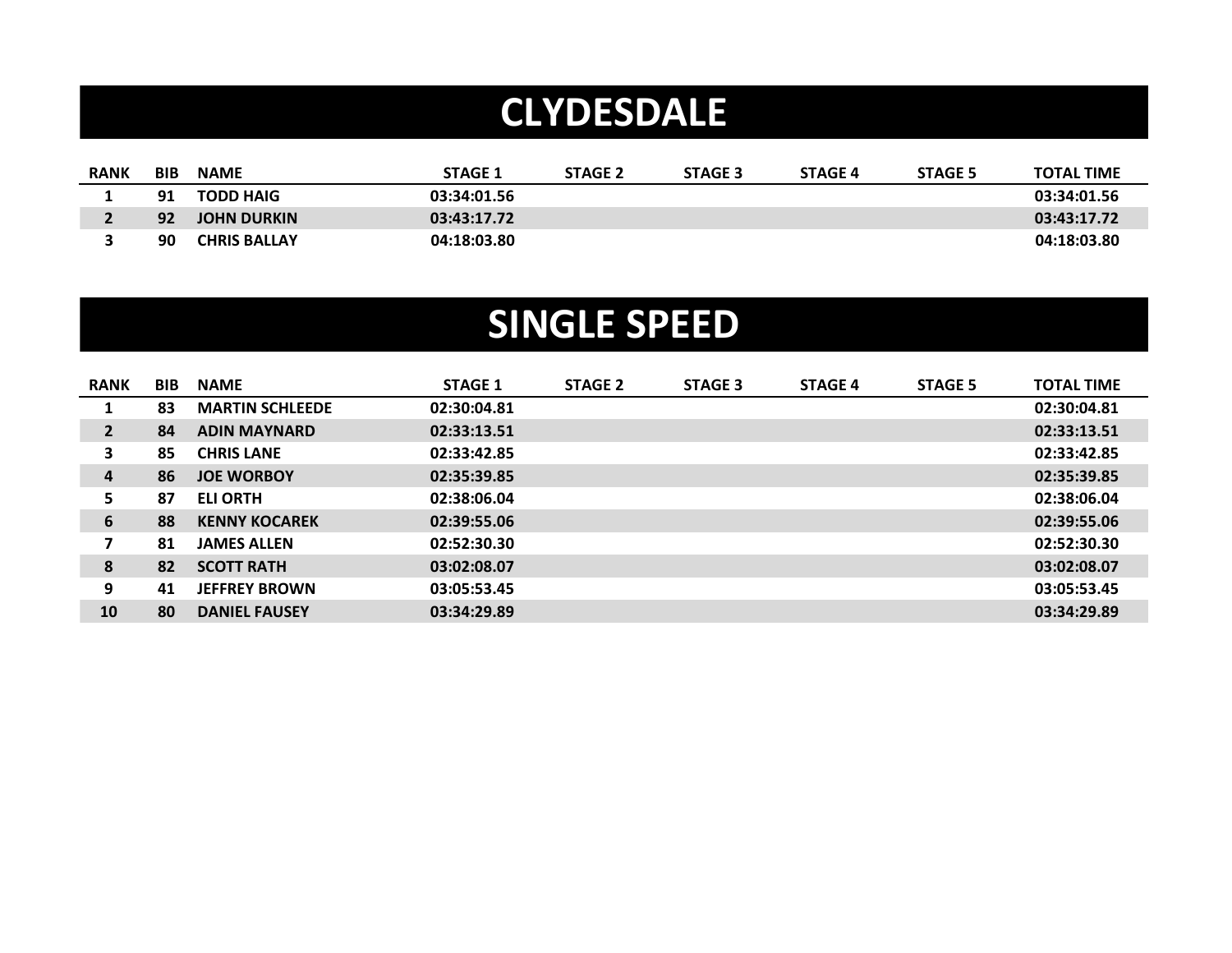# CLYDESDALE

| RANK | BIB | NAME | STAGE 1 | STAGE 2 | STAGE 3 | STAGE 4 | STAGE 5 | TOTAL TIME |
|---|---|---|---|---|---|---|---|---|
| 1 | 91 | TODD HAIG | 03:34:01.56 | | | | | 03:34:01.56 |
| 2 | 92 | JOHN DURKIN | 03:43:17.72 | | | | | 03:43:17.72 |
| 3 | 90 | CHRIS BALLAY | 04:18:03.80 | | | | | 04:18:03.80 |

# SINGLE SPEED

| RANK | BIB | NAME | STAGE 1 | STAGE 2 | STAGE 3 | STAGE 4 | STAGE 5 | TOTAL TIME |
|---|---|---|---|---|---|---|---|---|
| 1 | 83 | MARTIN SCHLEEDE | 02:30:04.81 | | | | | 02:30:04.81 |
| 2 | 84 | ADIN MAYNARD | 02:33:13.51 | | | | | 02:33:13.51 |
| 3 | 85 | CHRIS LANE | 02:33:42.85 | | | | | 02:33:42.85 |
| 4 | 86 | JOE WORBOY | 02:35:39.85 | | | | | 02:35:39.85 |
| 5 | 87 | ELI ORTH | 02:38:06.04 | | | | | 02:38:06.04 |
| 6 | 88 | KENNY KOCAREK | 02:39:55.06 | | | | | 02:39:55.06 |
| 7 | 81 | JAMES ALLEN | 02:52:30.30 | | | | | 02:52:30.30 |
| 8 | 82 | SCOTT RATH | 03:02:08.07 | | | | | 03:02:08.07 |
| 9 | 41 | JEFFREY BROWN | 03:05:53.45 | | | | | 03:05:53.45 |
| 10 | 80 | DANIEL FAUSEY | 03:34:29.89 | | | | | 03:34:29.89 |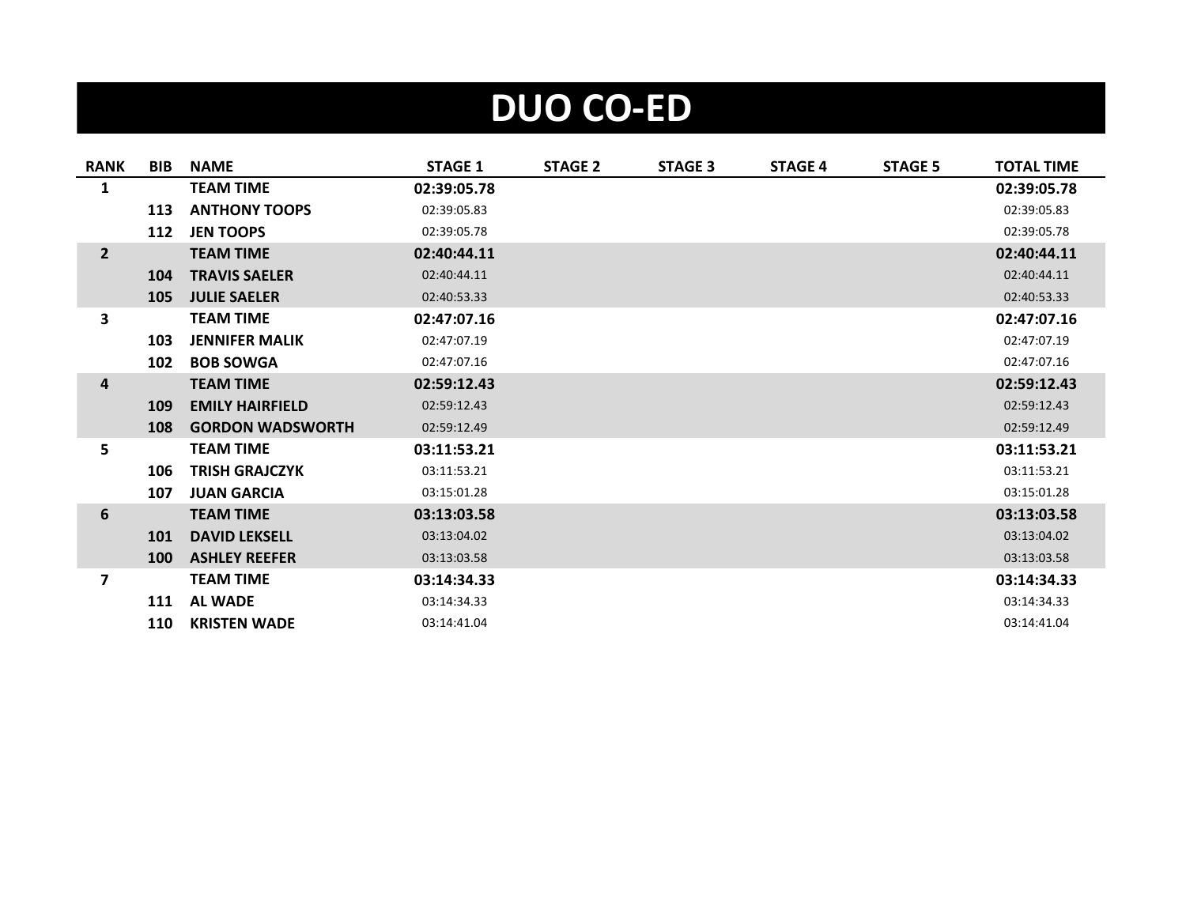# DUO CO-ED

| RANK | BIB | NAME | STAGE 1 | STAGE 2 | STAGE 3 | STAGE 4 | STAGE 5 | TOTAL TIME |
|---|---|---|---|---|---|---|---|---|
| **1** | | **TEAM TIME** | **02:39:05.78** | | | | | **02:39:05.78** |
| | **113** | **ANTHONY TOOPS** | 02:39:05.83 | | | | | 02:39:05.83 |
| | **112** | **JEN TOOPS** | 02:39:05.78 | | | | | 02:39:05.78 |
| **2** | | **TEAM TIME** | **02:40:44.11** | | | | | **02:40:44.11** |
| | **104** | **TRAVIS SAELER** | 02:40:44.11 | | | | | 02:40:44.11 |
| | **105** | **JULIE SAELER** | 02:40:53.33 | | | | | 02:40:53.33 |
| **3** | | **TEAM TIME** | **02:47:07.16** | | | | | **02:47:07.16** |
| | **103** | **JENNIFER MALIK** | 02:47:07.19 | | | | | 02:47:07.19 |
| | **102** | **BOB SOWGA** | 02:47:07.16 | | | | | 02:47:07.16 |
| **4** | | **TEAM TIME** | **02:59:12.43** | | | | | **02:59:12.43** |
| | **109** | **EMILY HAIRFIELD** | 02:59:12.43 | | | | | 02:59:12.43 |
| | **108** | **GORDON WADSWORTH** | 02:59:12.49 | | | | | 02:59:12.49 |
| **5** | | **TEAM TIME** | **03:11:53.21** | | | | | **03:11:53.21** |
| | **106** | **TRISH GRAJCZYK** | 03:11:53.21 | | | | | 03:11:53.21 |
| | **107** | **JUAN GARCIA** | 03:15:01.28 | | | | | 03:15:01.28 |
| **6** | | **TEAM TIME** | **03:13:03.58** | | | | | **03:13:03.58** |
| | **101** | **DAVID LEKSELL** | 03:13:04.02 | | | | | 03:13:04.02 |
| | **100** | **ASHLEY REEFER** | 03:13:03.58 | | | | | 03:13:03.58 |
| **7** | | **TEAM TIME** | **03:14:34.33** | | | | | **03:14:34.33** |
| | **111** | **AL WADE** | 03:14:34.33 | | | | | 03:14:34.33 |
| | **110** | **KRISTEN WADE** | 03:14:41.04 | | | | | 03:14:41.04 |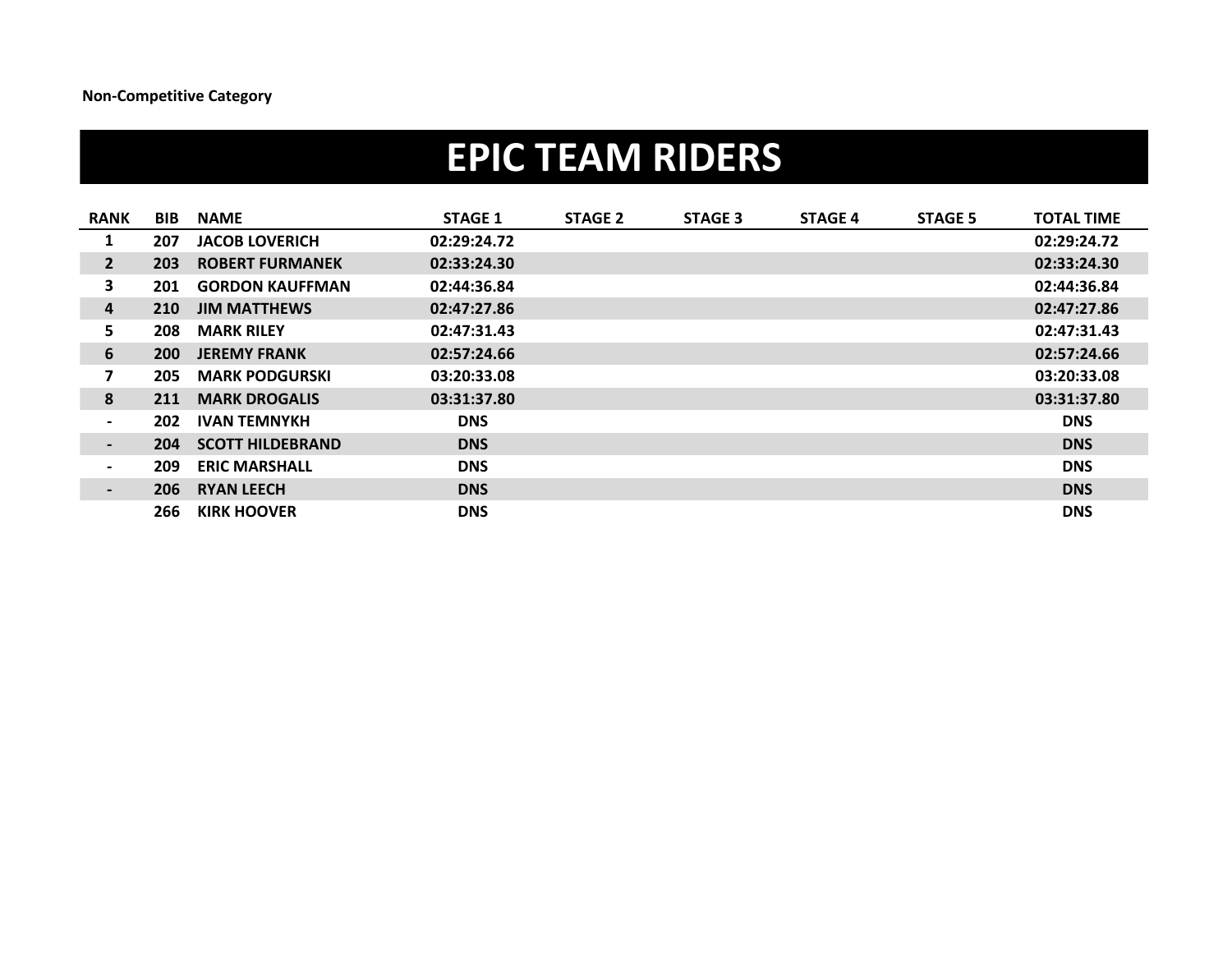**Non-Competitive Category**

# EPIC TEAM RIDERS

| RANK | BIB | NAME | STAGE 1 | STAGE 2 | STAGE 3 | STAGE 4 | STAGE 5 | TOTAL TIME |
|---|---|---|---|---|---|---|---|---|
| 1 | 207 | JACOB LOVERICH | 02:29:24.72 | | | | | 02:29:24.72 |
| 2 | 203 | ROBERT FURMANEK | 02:33:24.30 | | | | | 02:33:24.30 |
| 3 | 201 | GORDON KAUFFMAN | 02:44:36.84 | | | | | 02:44:36.84 |
| 4 | 210 | JIM MATTHEWS | 02:47:27.86 | | | | | 02:47:27.86 |
| 5 | 208 | MARK RILEY | 02:47:31.43 | | | | | 02:47:31.43 |
| 6 | 200 | JEREMY FRANK | 02:57:24.66 | | | | | 02:57:24.66 |
| 7 | 205 | MARK PODGURSKI | 03:20:33.08 | | | | | 03:20:33.08 |
| 8 | 211 | MARK DROGALIS | 03:31:37.80 | | | | | 03:31:37.80 |
| - | 202 | IVAN TEMNYKH | DNS | | | | | DNS |
| - | 204 | SCOTT HILDEBRAND | DNS | | | | | DNS |
| - | 209 | ERIC MARSHALL | DNS | | | | | DNS |
| - | 206 | RYAN LEECH | DNS | | | | | DNS |
| | 266 | KIRK HOOVER | DNS | | | | | DNS |